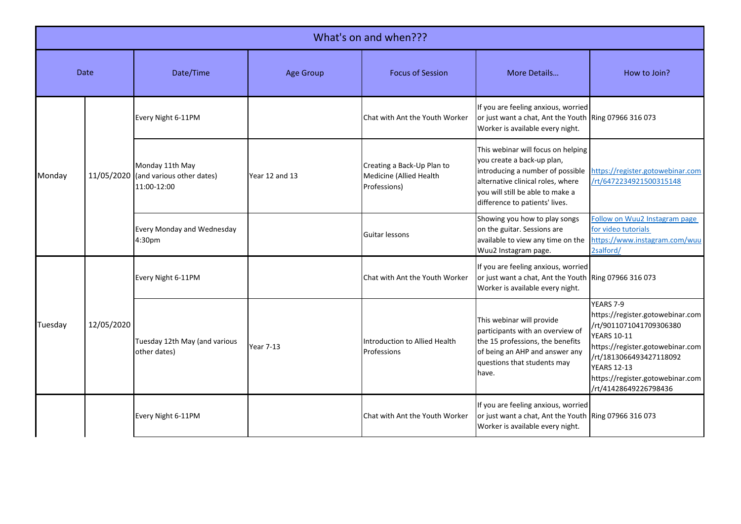| What's on and when??? | | | | | | |
|---|---|---|---|---|---|---|
| Date | | Date/Time | Age Group | Focus of Session | More Details... | How to Join? |
| Monday | 11/05/2020 | Every Night 6-11PM | | Chat with Ant the Youth Worker | If you are feeling anxious, worried or just want a chat, Ant the Youth Worker is available every night. | Ring 07966 316 073 |
| | | Monday 11th May (and various other dates) 11:00-12:00 | Year 12 and 13 | Creating a Back-Up Plan to Medicine (Allied Health Professions) | This webinar will focus on helping you create a back-up plan, introducing a number of possible alternative clinical roles, where you will still be able to make a difference to patients' lives. | https://register.gotowebinar.com/rt/6472234921500315148 |
| | | Every Monday and Wednesday 4:30pm | | Guitar lessons | Showing you how to play songs on the guitar. Sessions are available to view any time on the Wuu2 Instagram page. | Follow on Wuu2 Instagram page for video tutorials https://www.instagram.com/wuu2salford/ |
| Tuesday | 12/05/2020 | Every Night 6-11PM | | Chat with Ant the Youth Worker | If you are feeling anxious, worried or just want a chat, Ant the Youth Worker is available every night. | Ring 07966 316 073 |
| | | Tuesday 12th May (and various other dates) | Year 7-13 | Introduction to Allied Health Professions | This webinar will provide participants with an overview of the 15 professions, the benefits of being an AHP and answer any questions that students may have. | YEARS 7-9 https://register.gotowebinar.com/rt/9011071041709306380 YEARS 10-11 https://register.gotowebinar.com/rt/1813066493427118092 YEARS 12-13 https://register.gotowebinar.com/rt/41428649226798436 |
| | | Every Night 6-11PM | | Chat with Ant the Youth Worker | If you are feeling anxious, worried or just want a chat, Ant the Youth Worker is available every night. | Ring 07966 316 073 |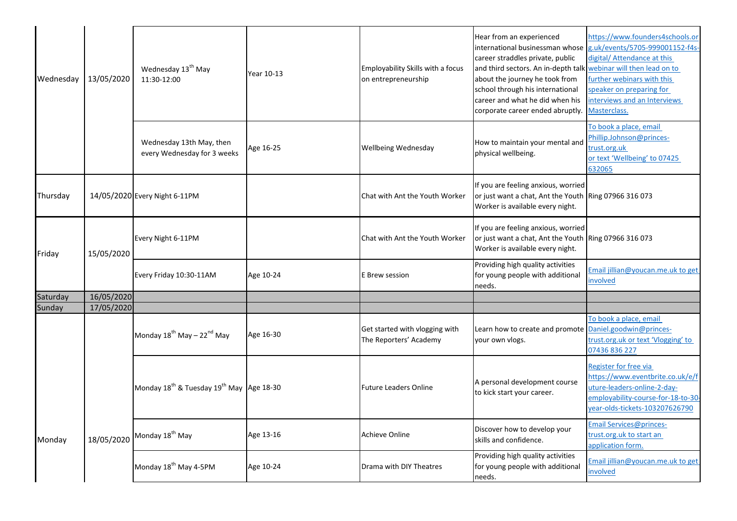| | | | | | | |
|---|---|---|---|---|---|---|
| Wednesday | 13/05/2020 | Wednesday 13th May 11:30-12:00 | Year 10-13 | Employability Skills with a focus on entrepreneurship | Hear from an experienced international businessman whose career straddles private, public and third sectors. An in-depth talk about the journey he took from school through his international career and what he did when his corporate career ended abruptly. | https://www.founders4schools.org.uk/events/5705-999001152-f4s-digital/ Attendance at this webinar will then lead on to further webinars with this speaker on preparing for interviews and an Interviews Masterclass. |
| | | Wednesday 13th May, then every Wednesday for 3 weeks | Age 16-25 | Wellbeing Wednesday | How to maintain your mental and physical wellbeing. | To book a place, email Phillip.Johnson@princes-trust.org.uk or text 'Wellbeing' to 07425 632065 |
| Thursday | 14/05/2020 | Every Night 6-11PM | | Chat with Ant the Youth Worker | If you are feeling anxious, worried or just want a chat, Ant the Youth Worker is available every night. | Ring 07966 316 073 |
| Friday | 15/05/2020 | Every Night 6-11PM | | Chat with Ant the Youth Worker | If you are feeling anxious, worried or just want a chat, Ant the Youth Worker is available every night. | Ring 07966 316 073 |
| | | Every Friday 10:30-11AM | Age 10-24 | E Brew session | Providing high quality activities for young people with additional needs. | Email jillian@youcan.me.uk to get involved |
| Saturday | 16/05/2020 | | | | | |
| Sunday | 17/05/2020 | | | | | |
| Monday | 18/05/2020 | Monday 18th May – 22nd May | Age 16-30 | Get started with vlogging with The Reporters' Academy | Learn how to create and promote your own vlogs. | To book a place, email Daniel.goodwin@princes-trust.org.uk or text 'Vlogging' to 07436 836 227 |
| | | Monday 18th & Tuesday 19th May | Age 18-30 | Future Leaders Online | A personal development course to kick start your career. | Register for free via https://www.eventbrite.co.uk/e/future-leaders-online-2-day-employability-course-for-18-to-30-year-olds-tickets-103207626790 |
| | | Monday 18th May | Age 13-16 | Achieve Online | Discover how to develop your skills and confidence. | Email Services@princes-trust.org.uk to start an application form. |
| | | Monday 18th May 4-5PM | Age 10-24 | Drama with DIY Theatres | Providing high quality activities for young people with additional needs. | Email jillian@youcan.me.uk to get involved |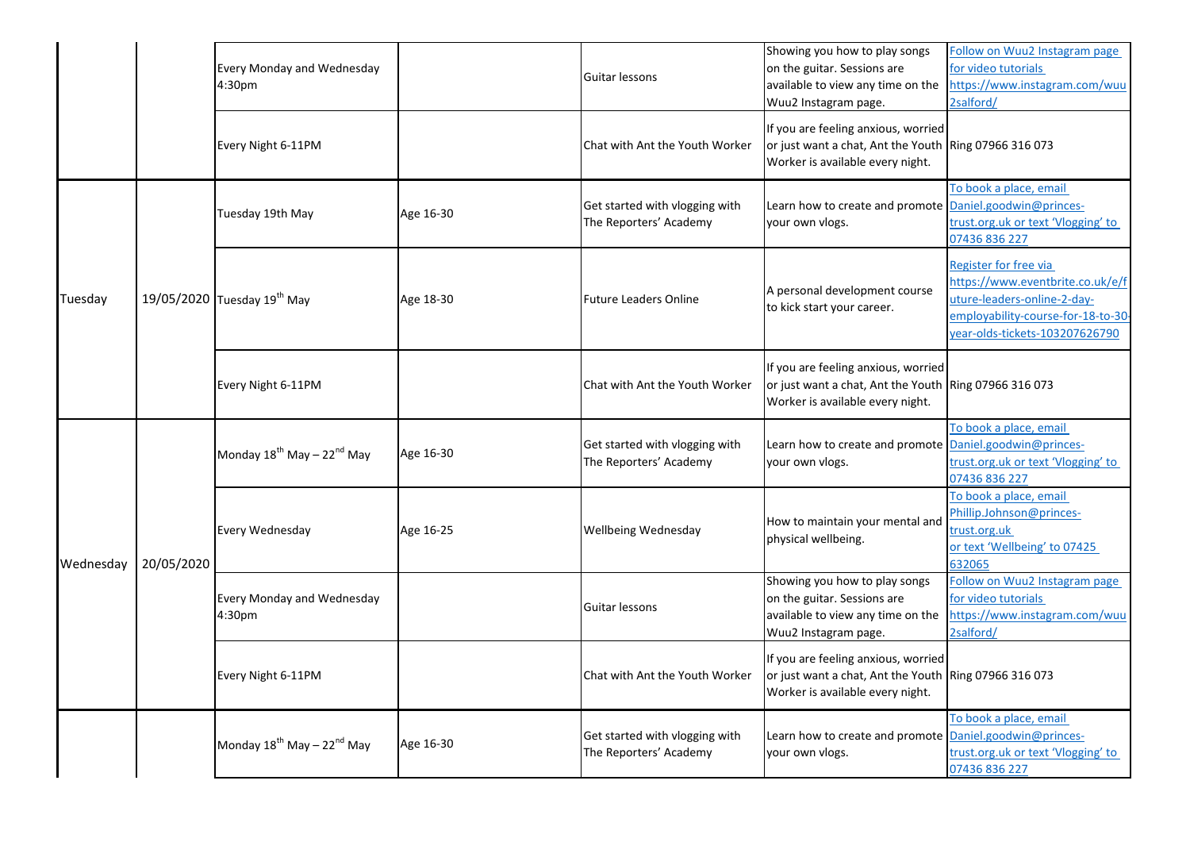| | | | | | | |
|---|---|---|---|---|---|---|
| | | Every Monday and Wednesday 4:30pm | | Guitar lessons | Showing you how to play songs on the guitar. Sessions are available to view any time on the Wuu2 Instagram page. | Follow on Wuu2 Instagram page for video tutorials https://www.instagram.com/wuu2salford/ |
| | | Every Night 6-11PM | | Chat with Ant the Youth Worker | If you are feeling anxious, worried or just want a chat, Ant the Youth Worker is available every night. | Ring 07966 316 073 |
| Tuesday | 19/05/2020 | Tuesday 19th May | Age 16-30 | Get started with vlogging with The Reporters' Academy | Learn how to create and promote your own vlogs. | To book a place, email Daniel.goodwin@princes-trust.org.uk or text 'Vlogging' to 07436 836 227 |
| | | Tuesday 19th May | Age 18-30 | Future Leaders Online | A personal development course to kick start your career. | Register for free via https://www.eventbrite.co.uk/e/future-leaders-online-2-day-employability-course-for-18-to-30-year-olds-tickets-103207626790 |
| | | Every Night 6-11PM | | Chat with Ant the Youth Worker | If you are feeling anxious, worried or just want a chat, Ant the Youth Worker is available every night. | Ring 07966 316 073 |
| Wednesday | 20/05/2020 | Monday 18th May – 22nd May | Age 16-30 | Get started with vlogging with The Reporters' Academy | Learn how to create and promote your own vlogs. | To book a place, email Daniel.goodwin@princes-trust.org.uk or text 'Vlogging' to 07436 836 227 |
| | | Every Wednesday | Age 16-25 | Wellbeing Wednesday | How to maintain your mental and physical wellbeing. | To book a place, email Phillip.Johnson@princes-trust.org.uk or text 'Wellbeing' to 07425 632065 |
| | | Every Monday and Wednesday 4:30pm | | Guitar lessons | Showing you how to play songs on the guitar. Sessions are available to view any time on the Wuu2 Instagram page. | Follow on Wuu2 Instagram page for video tutorials https://www.instagram.com/wuu2salford/ |
| | | Every Night 6-11PM | | Chat with Ant the Youth Worker | If you are feeling anxious, worried or just want a chat, Ant the Youth Worker is available every night. | Ring 07966 316 073 |
| | | Monday 18th May – 22nd May | Age 16-30 | Get started with vlogging with The Reporters' Academy | Learn how to create and promote your own vlogs. | To book a place, email Daniel.goodwin@princes-trust.org.uk or text 'Vlogging' to 07436 836 227 |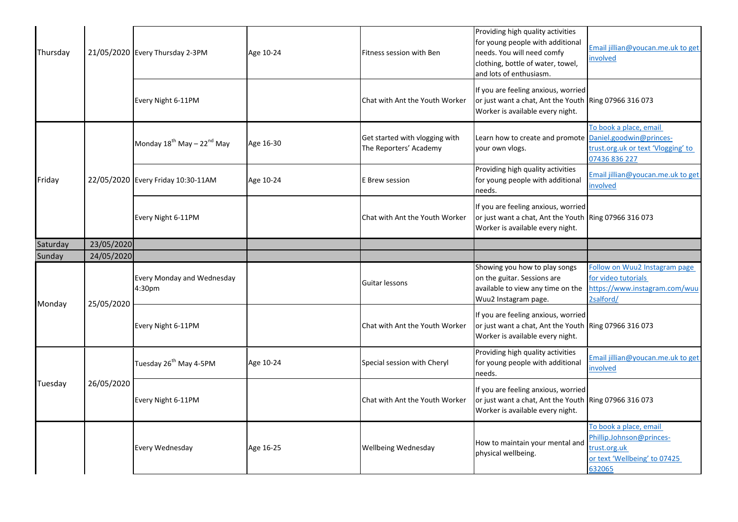| | | | | | | |
|---|---|---|---|---|---|---|
| Thursday | 21/05/2020 | Every Thursday 2-3PM | Age 10-24 | Fitness session with Ben | Providing high quality activities for young people with additional needs. You will need comfy clothing, bottle of water, towel, and lots of enthusiasm. | Email jillian@youcan.me.uk to get involved |
| | | Every Night 6-11PM | | Chat with Ant the Youth Worker | If you are feeling anxious, worried or just want a chat, Ant the Youth Worker is available every night. | Ring 07966 316 073 |
| Friday | 22/05/2020 | Monday 18th May – 22nd May | Age 16-30 | Get started with vlogging with The Reporters' Academy | Learn how to create and promote your own vlogs. | To book a place, email Daniel.goodwin@princes-trust.org.uk or text 'Vlogging' to 07436 836 227 |
| | | Every Friday 10:30-11AM | Age 10-24 | E Brew session | Providing high quality activities for young people with additional needs. | Email jillian@youcan.me.uk to get involved |
| | | Every Night 6-11PM | | Chat with Ant the Youth Worker | If you are feeling anxious, worried or just want a chat, Ant the Youth Worker is available every night. | Ring 07966 316 073 |
| Saturday | 23/05/2020 | | | | | |
| Sunday | 24/05/2020 | | | | | |
| Monday | 25/05/2020 | Every Monday and Wednesday 4:30pm | | Guitar lessons | Showing you how to play songs on the guitar. Sessions are available to view any time on the Wuu2 Instagram page. | Follow on Wuu2 Instagram page for video tutorials https://www.instagram.com/wuu2salford/ |
| | | Every Night 6-11PM | | Chat with Ant the Youth Worker | If you are feeling anxious, worried or just want a chat, Ant the Youth Worker is available every night. | Ring 07966 316 073 |
| Tuesday | 26/05/2020 | Tuesday 26th May 4-5PM | Age 10-24 | Special session with Cheryl | Providing high quality activities for young people with additional needs. | Email jillian@youcan.me.uk to get involved |
| | | Every Night 6-11PM | | Chat with Ant the Youth Worker | If you are feeling anxious, worried or just want a chat, Ant the Youth Worker is available every night. | Ring 07966 316 073 |
| | | Every Wednesday | Age 16-25 | Wellbeing Wednesday | How to maintain your mental and physical wellbeing. | To book a place, email Phillip.Johnson@princes-trust.org.uk or text 'Wellbeing' to 07425 632065 |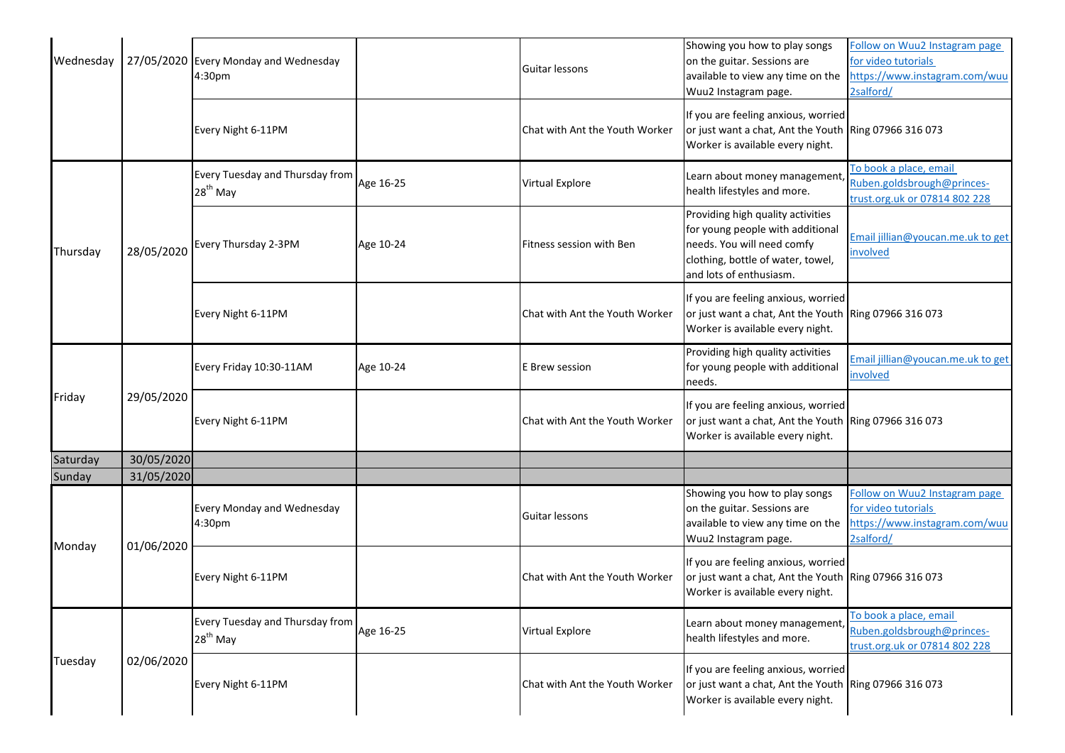| | | | | | | |
|---|---|---|---|---|---|---|
| Wednesday | 27/05/2020 | Every Monday and Wednesday 4:30pm | | Guitar lessons | Showing you how to play songs on the guitar. Sessions are available to view any time on the Wuu2 Instagram page. | Follow on Wuu2 Instagram page for video tutorials https://www.instagram.com/wuu2salford/ |
| | | Every Night 6-11PM | | Chat with Ant the Youth Worker | If you are feeling anxious, worried or just want a chat, Ant the Youth Worker is available every night. | Ring 07966 316 073 |
| Thursday | 28/05/2020 | Every Tuesday and Thursday from 28th May | Age 16-25 | Virtual Explore | Learn about money management, health lifestyles and more. | To book a place, email Ruben.goldsbrough@princes-trust.org.uk or 07814 802 228 |
| | | Every Thursday 2-3PM | Age 10-24 | Fitness session with Ben | Providing high quality activities for young people with additional needs. You will need comfy clothing, bottle of water, towel, and lots of enthusiasm. | Email jillian@youcan.me.uk to get involved |
| | | Every Night 6-11PM | | Chat with Ant the Youth Worker | If you are feeling anxious, worried or just want a chat, Ant the Youth Worker is available every night. | Ring 07966 316 073 |
| Friday | 29/05/2020 | Every Friday 10:30-11AM | Age 10-24 | E Brew session | Providing high quality activities for young people with additional needs. | Email jillian@youcan.me.uk to get involved |
| | | Every Night 6-11PM | | Chat with Ant the Youth Worker | If you are feeling anxious, worried or just want a chat, Ant the Youth Worker is available every night. | Ring 07966 316 073 |
| Saturday | 30/05/2020 | | | | | |
| Sunday | 31/05/2020 | | | | | |
| Monday | 01/06/2020 | Every Monday and Wednesday 4:30pm | | Guitar lessons | Showing you how to play songs on the guitar. Sessions are available to view any time on the Wuu2 Instagram page. | Follow on Wuu2 Instagram page for video tutorials https://www.instagram.com/wuu2salford/ |
| | | Every Night 6-11PM | | Chat with Ant the Youth Worker | If you are feeling anxious, worried or just want a chat, Ant the Youth Worker is available every night. | Ring 07966 316 073 |
| Tuesday | 02/06/2020 | Every Tuesday and Thursday from 28th May | Age 16-25 | Virtual Explore | Learn about money management, health lifestyles and more. | To book a place, email Ruben.goldsbrough@princes-trust.org.uk or 07814 802 228 |
| | | Every Night 6-11PM | | Chat with Ant the Youth Worker | If you are feeling anxious, worried or just want a chat, Ant the Youth Worker is available every night. | Ring 07966 316 073 |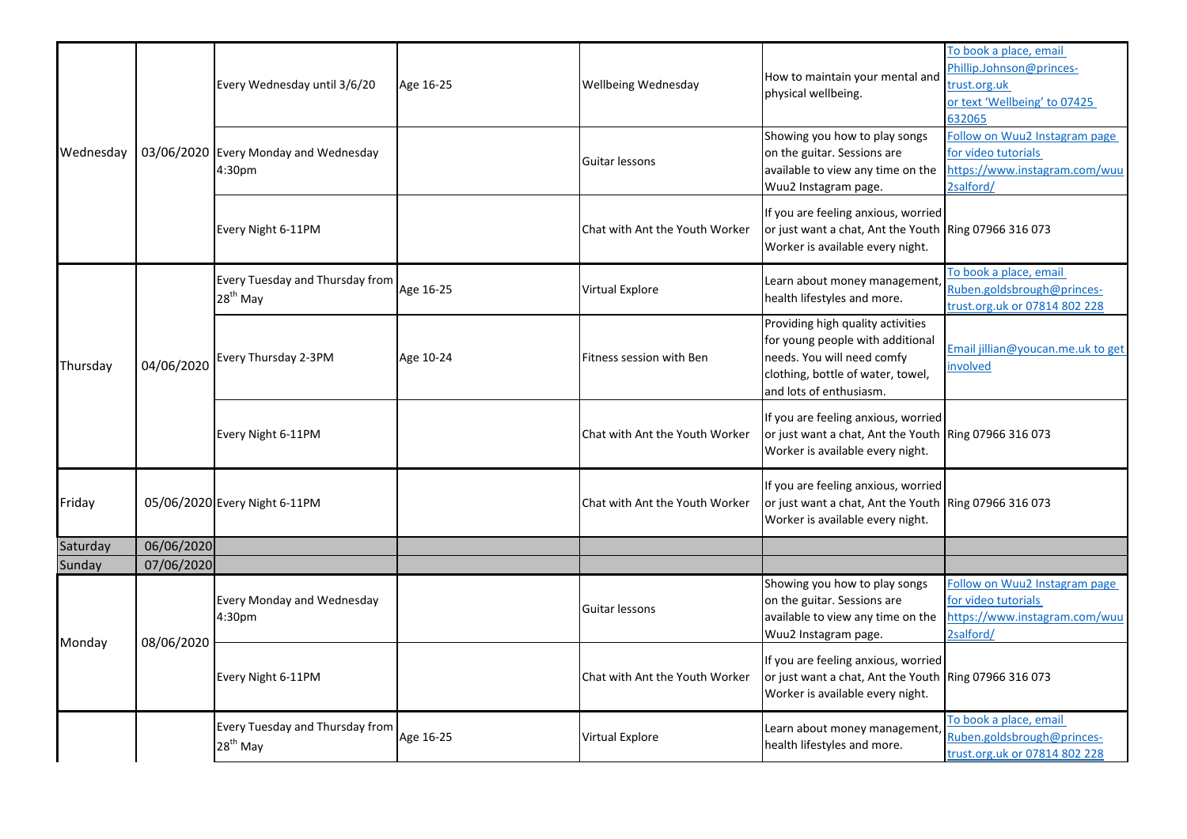| | | | | | | |
|---|---|---|---|---|---|---|
| Wednesday | 03/06/2020 | Every Wednesday until 3/6/20 | Age 16-25 | Wellbeing Wednesday | How to maintain your mental and physical wellbeing. | To book a place, email Phillip.Johnson@princes-trust.org.uk or text 'Wellbeing' to 07425 632065 |
| | | Every Monday and Wednesday 4:30pm | | Guitar lessons | Showing you how to play songs on the guitar. Sessions are available to view any time on the Wuu2 Instagram page. | Follow on Wuu2 Instagram page for video tutorials https://www.instagram.com/wuu2salford/ |
| | | Every Night 6-11PM | | Chat with Ant the Youth Worker | If you are feeling anxious, worried or just want a chat, Ant the Youth Worker is available every night. | Ring 07966 316 073 |
| Thursday | 04/06/2020 | Every Tuesday and Thursday from 28th May | Age 16-25 | Virtual Explore | Learn about money management, health lifestyles and more. | To book a place, email Ruben.goldsbrough@princes-trust.org.uk or 07814 802 228 |
| | | Every Thursday 2-3PM | Age 10-24 | Fitness session with Ben | Providing high quality activities for young people with additional needs. You will need comfy clothing, bottle of water, towel, and lots of enthusiasm. | Email jillian@youcan.me.uk to get involved |
| | | Every Night 6-11PM | | Chat with Ant the Youth Worker | If you are feeling anxious, worried or just want a chat, Ant the Youth Worker is available every night. | Ring 07966 316 073 |
| Friday | 05/06/2020 | Every Night 6-11PM | | Chat with Ant the Youth Worker | If you are feeling anxious, worried or just want a chat, Ant the Youth Worker is available every night. | Ring 07966 316 073 |
| Saturday | 06/06/2020 | | | | | |
| Sunday | 07/06/2020 | | | | | |
| Monday | 08/06/2020 | Every Monday and Wednesday 4:30pm | | Guitar lessons | Showing you how to play songs on the guitar. Sessions are available to view any time on the Wuu2 Instagram page. | Follow on Wuu2 Instagram page for video tutorials https://www.instagram.com/wuu2salford/ |
| | | Every Night 6-11PM | | Chat with Ant the Youth Worker | If you are feeling anxious, worried or just want a chat, Ant the Youth Worker is available every night. | Ring 07966 316 073 |
| | | Every Tuesday and Thursday from 28th May | Age 16-25 | Virtual Explore | Learn about money management, health lifestyles and more. | To book a place, email Ruben.goldsbrough@princes-trust.org.uk or 07814 802 228 |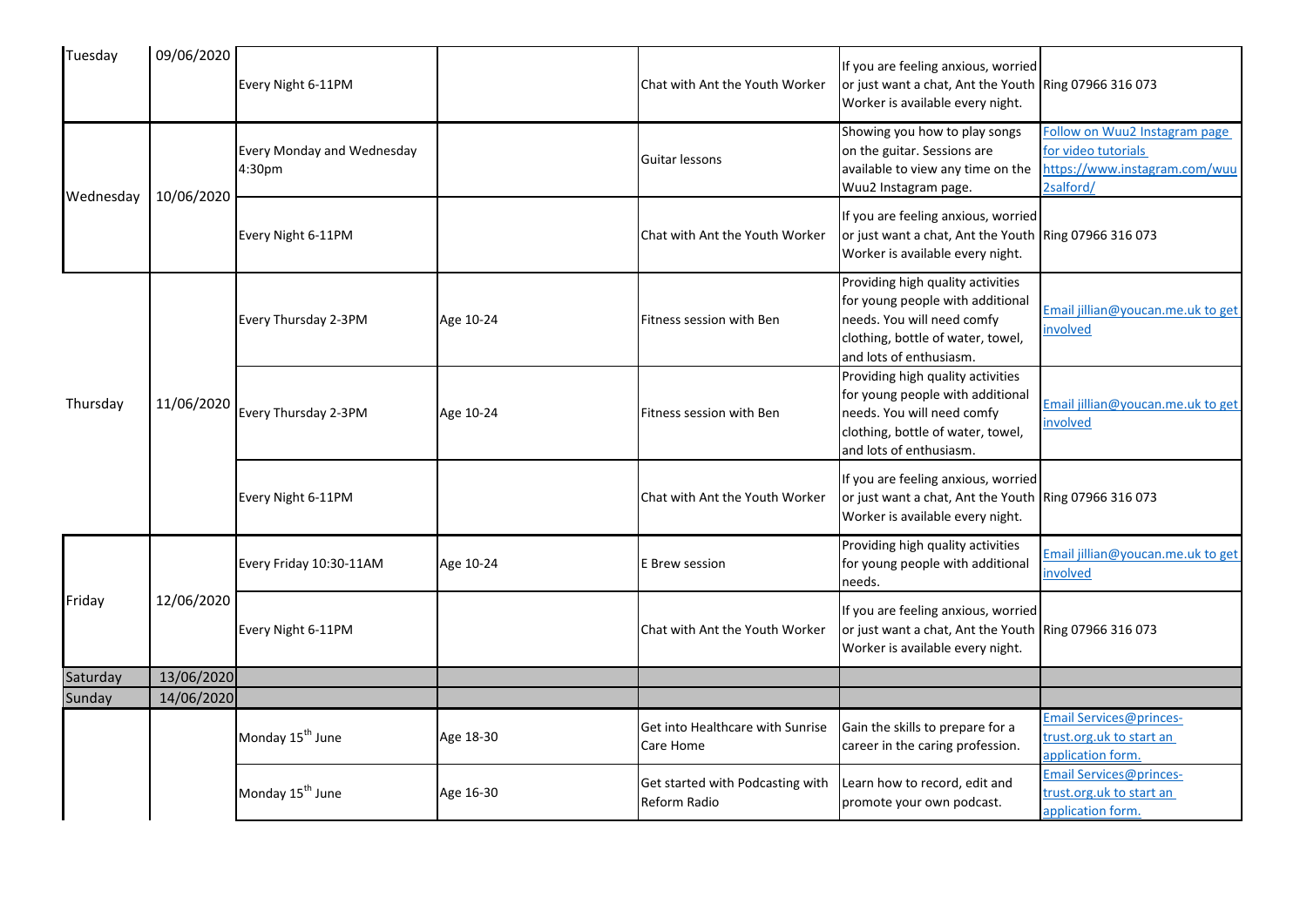| | | | | | | |
|---|---|---|---|---|---|---|
| Tuesday | 09/06/2020 | Every Night 6-11PM | | Chat with Ant the Youth Worker | If you are feeling anxious, worried or just want a chat, Ant the Youth Worker is available every night. | Ring 07966 316 073 |
| Wednesday | 10/06/2020 | Every Monday and Wednesday 4:30pm | | Guitar lessons | Showing you how to play songs on the guitar. Sessions are available to view any time on the Wuu2 Instagram page. | Follow on Wuu2 Instagram page for video tutorials https://www.instagram.com/wuu2salford/ |
| | | Every Night 6-11PM | | Chat with Ant the Youth Worker | If you are feeling anxious, worried or just want a chat, Ant the Youth Worker is available every night. | Ring 07966 316 073 |
| Thursday | 11/06/2020 | Every Thursday 2-3PM | Age 10-24 | Fitness session with Ben | Providing high quality activities for young people with additional needs. You will need comfy clothing, bottle of water, towel, and lots of enthusiasm. | Email jillian@youcan.me.uk to get involved |
| | | Every Thursday 2-3PM | Age 10-24 | Fitness session with Ben | Providing high quality activities for young people with additional needs. You will need comfy clothing, bottle of water, towel, and lots of enthusiasm. | Email jillian@youcan.me.uk to get involved |
| | | Every Night 6-11PM | | Chat with Ant the Youth Worker | If you are feeling anxious, worried or just want a chat, Ant the Youth Worker is available every night. | Ring 07966 316 073 |
| Friday | 12/06/2020 | Every Friday 10:30-11AM | Age 10-24 | E Brew session | Providing high quality activities for young people with additional needs. | Email jillian@youcan.me.uk to get involved |
| | | Every Night 6-11PM | | Chat with Ant the Youth Worker | If you are feeling anxious, worried or just want a chat, Ant the Youth Worker is available every night. | Ring 07966 316 073 |
| Saturday | 13/06/2020 | | | | | |
| Sunday | 14/06/2020 | | | | | |
| | | Monday 15th June | Age 18-30 | Get into Healthcare with Sunrise Care Home | Gain the skills to prepare for a career in the caring profession. | Email Services@princes-trust.org.uk to start an application form. |
| | | Monday 15th June | Age 16-30 | Get started with Podcasting with Reform Radio | Learn how to record, edit and promote your own podcast. | Email Services@princes-trust.org.uk to start an application form. |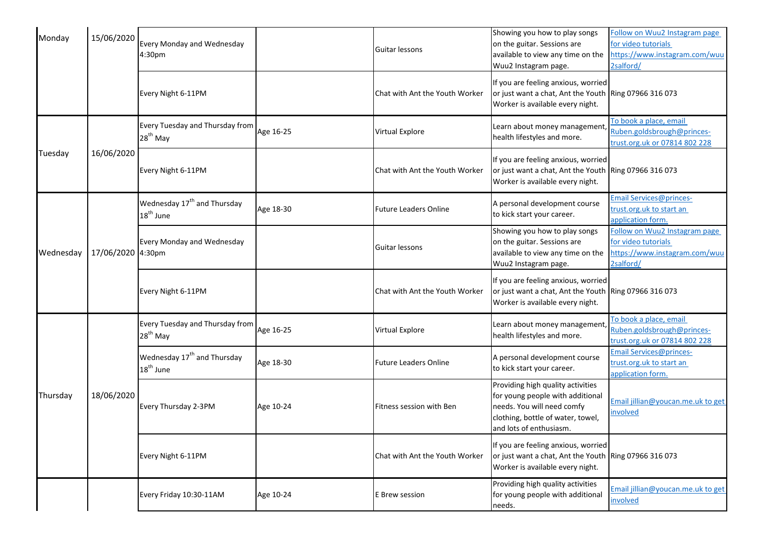| | | | | | | |
|---|---|---|---|---|---|---|
| Monday | 15/06/2020 | Every Monday and Wednesday 4:30pm | | Guitar lessons | Showing you how to play songs on the guitar. Sessions are available to view any time on the Wuu2 Instagram page. | Follow on Wuu2 Instagram page for video tutorials https://www.instagram.com/wuu2salford/ |
| | | Every Night 6-11PM | | Chat with Ant the Youth Worker | If you are feeling anxious, worried or just want a chat, Ant the Youth Worker is available every night. | Ring 07966 316 073 |
| Tuesday | 16/06/2020 | Every Tuesday and Thursday from 28th May | Age 16-25 | Virtual Explore | Learn about money management, health lifestyles and more. | To book a place, email Ruben.goldsbrough@princes-trust.org.uk or 07814 802 228 |
| | | Every Night 6-11PM | | Chat with Ant the Youth Worker | If you are feeling anxious, worried or just want a chat, Ant the Youth Worker is available every night. | Ring 07966 316 073 |
| Wednesday | 17/06/2020 | Wednesday 17th and Thursday 18th June | Age 18-30 | Future Leaders Online | A personal development course to kick start your career. | Email Services@princes-trust.org.uk to start an application form. |
| | | Every Monday and Wednesday 4:30pm | | Guitar lessons | Showing you how to play songs on the guitar. Sessions are available to view any time on the Wuu2 Instagram page. | Follow on Wuu2 Instagram page for video tutorials https://www.instagram.com/wuu2salford/ |
| | | Every Night 6-11PM | | Chat with Ant the Youth Worker | If you are feeling anxious, worried or just want a chat, Ant the Youth Worker is available every night. | Ring 07966 316 073 |
| Thursday | 18/06/2020 | Every Tuesday and Thursday from 28th May | Age 16-25 | Virtual Explore | Learn about money management, health lifestyles and more. | To book a place, email Ruben.goldsbrough@princes-trust.org.uk or 07814 802 228 |
| | | Wednesday 17th and Thursday 18th June | Age 18-30 | Future Leaders Online | A personal development course to kick start your career. | Email Services@princes-trust.org.uk to start an application form. |
| | | Every Thursday 2-3PM | Age 10-24 | Fitness session with Ben | Providing high quality activities for young people with additional needs. You will need comfy clothing, bottle of water, towel, and lots of enthusiasm. | Email jillian@youcan.me.uk to get involved |
| | | Every Night 6-11PM | | Chat with Ant the Youth Worker | If you are feeling anxious, worried or just want a chat, Ant the Youth Worker is available every night. | Ring 07966 316 073 |
| | | Every Friday 10:30-11AM | Age 10-24 | E Brew session | Providing high quality activities for young people with additional needs. | Email jillian@youcan.me.uk to get involved |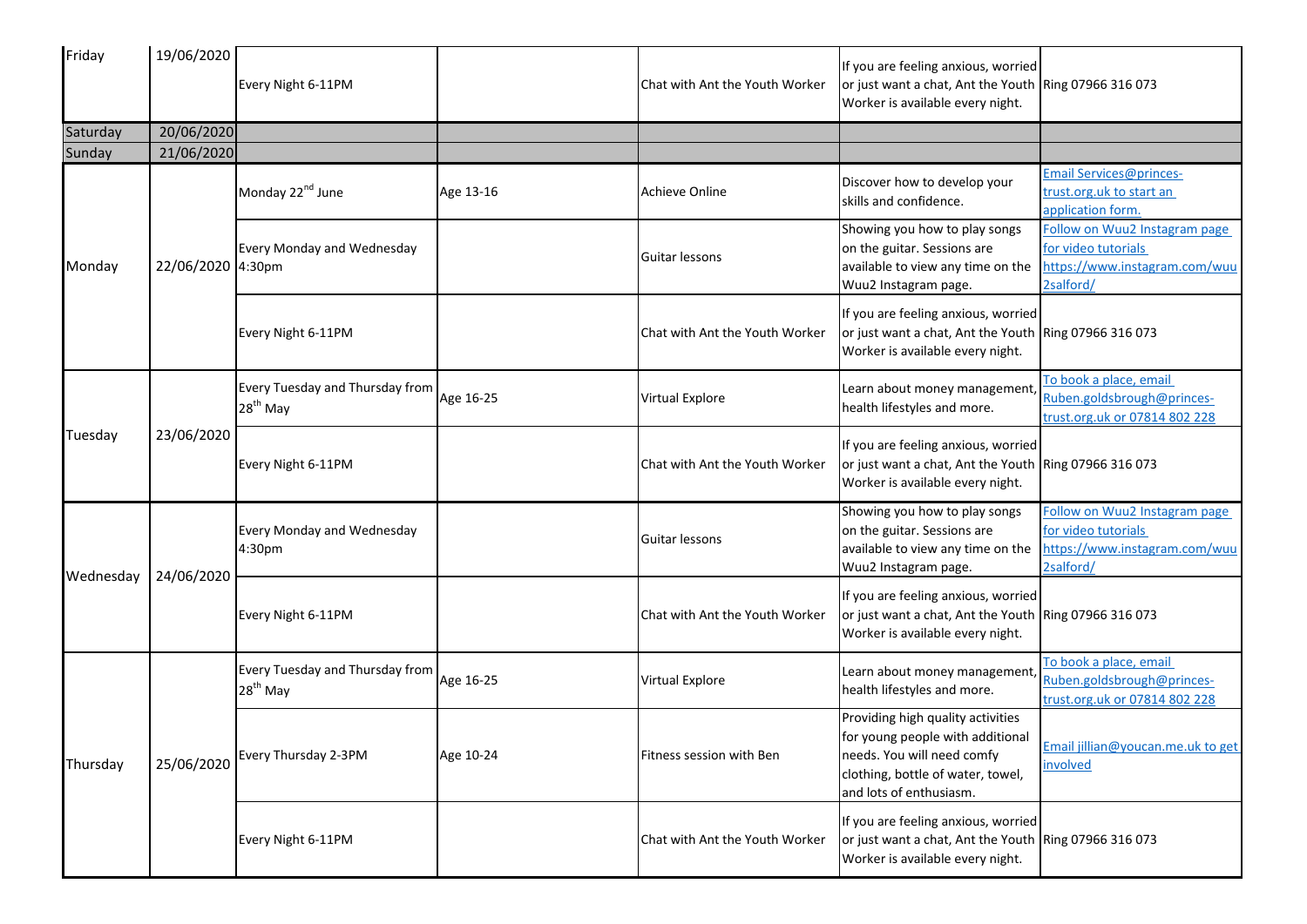| Friday | 19/06/2020 | Every Night 6-11PM | | Chat with Ant the Youth Worker | If you are feeling anxious, worried or just want a chat, Ant the Youth Worker is available every night. | Ring 07966 316 073 |
|---|---|---|---|---|---|---|
| Saturday | 20/06/2020 | | | | | |
| Sunday | 21/06/2020 | | | | | |
| Monday | 22/06/2020 | Monday 22nd June | Age 13-16 | Achieve Online | Discover how to develop your skills and confidence. | Email Services@princes-trust.org.uk to start an application form. |
| | | Every Monday and Wednesday 4:30pm | | Guitar lessons | Showing you how to play songs on the guitar. Sessions are available to view any time on the Wuu2 Instagram page. | Follow on Wuu2 Instagram page for video tutorials https://www.instagram.com/wuu2salford/ |
| | | Every Night 6-11PM | | Chat with Ant the Youth Worker | If you are feeling anxious, worried or just want a chat, Ant the Youth Worker is available every night. | Ring 07966 316 073 |
| Tuesday | 23/06/2020 | Every Tuesday and Thursday from 28th May | Age 16-25 | Virtual Explore | Learn about money management, health lifestyles and more. | To book a place, email Ruben.goldsbrough@princes-trust.org.uk or 07814 802 228 |
| | | Every Night 6-11PM | | Chat with Ant the Youth Worker | If you are feeling anxious, worried or just want a chat, Ant the Youth Worker is available every night. | Ring 07966 316 073 |
| Wednesday | 24/06/2020 | Every Monday and Wednesday 4:30pm | | Guitar lessons | Showing you how to play songs on the guitar. Sessions are available to view any time on the Wuu2 Instagram page. | Follow on Wuu2 Instagram page for video tutorials https://www.instagram.com/wuu2salford/ |
| | | Every Night 6-11PM | | Chat with Ant the Youth Worker | If you are feeling anxious, worried or just want a chat, Ant the Youth Worker is available every night. | Ring 07966 316 073 |
| Thursday | 25/06/2020 | Every Tuesday and Thursday from 28th May | Age 16-25 | Virtual Explore | Learn about money management, health lifestyles and more. | To book a place, email Ruben.goldsbrough@princes-trust.org.uk or 07814 802 228 |
| | | Every Thursday 2-3PM | Age 10-24 | Fitness session with Ben | Providing high quality activities for young people with additional needs. You will need comfy clothing, bottle of water, towel, and lots of enthusiasm. | Email jillian@youcan.me.uk to get involved |
| | | Every Night 6-11PM | | Chat with Ant the Youth Worker | If you are feeling anxious, worried or just want a chat, Ant the Youth Worker is available every night. | Ring 07966 316 073 |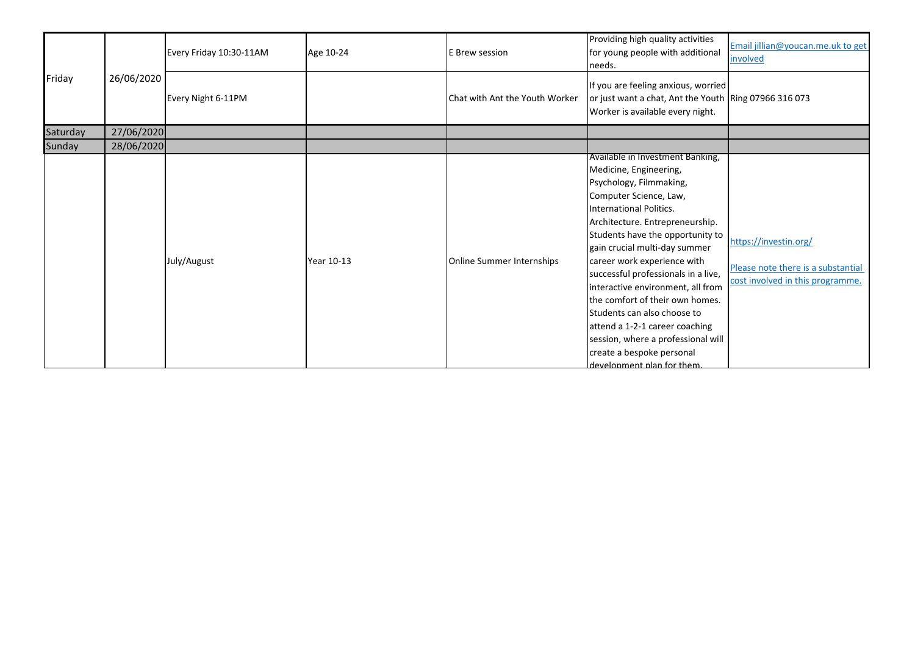| | | | | | | |
|---|---|---|---|---|---|---|
| Friday | 26/06/2020 | Every Friday 10:30-11AM | Age 10-24 | E Brew session | Providing high quality activities for young people with additional needs. | Email jillian@youcan.me.uk to get involved |
| | | Every Night 6-11PM | | Chat with Ant the Youth Worker | If you are feeling anxious, worried or just want a chat, Ant the Youth Worker is available every night. | Ring 07966 316 073 |
| Saturday | 27/06/2020 | | | | | |
| Sunday | 28/06/2020 | | | | | |
| | | July/August | Year 10-13 | Online Summer Internships | Available in Investment Banking, Medicine, Engineering, Psychology, Filmmaking, Computer Science, Law, International Politics. Architecture. Entrepreneurship. Students have the opportunity to gain crucial multi-day summer career work experience with successful professionals in a live, interactive environment, all from the comfort of their own homes. Students can also choose to attend a 1-2-1 career coaching session, where a professional will create a bespoke personal development plan for them. | https://investin.org/ Please note there is a substantial cost involved in this programme. |